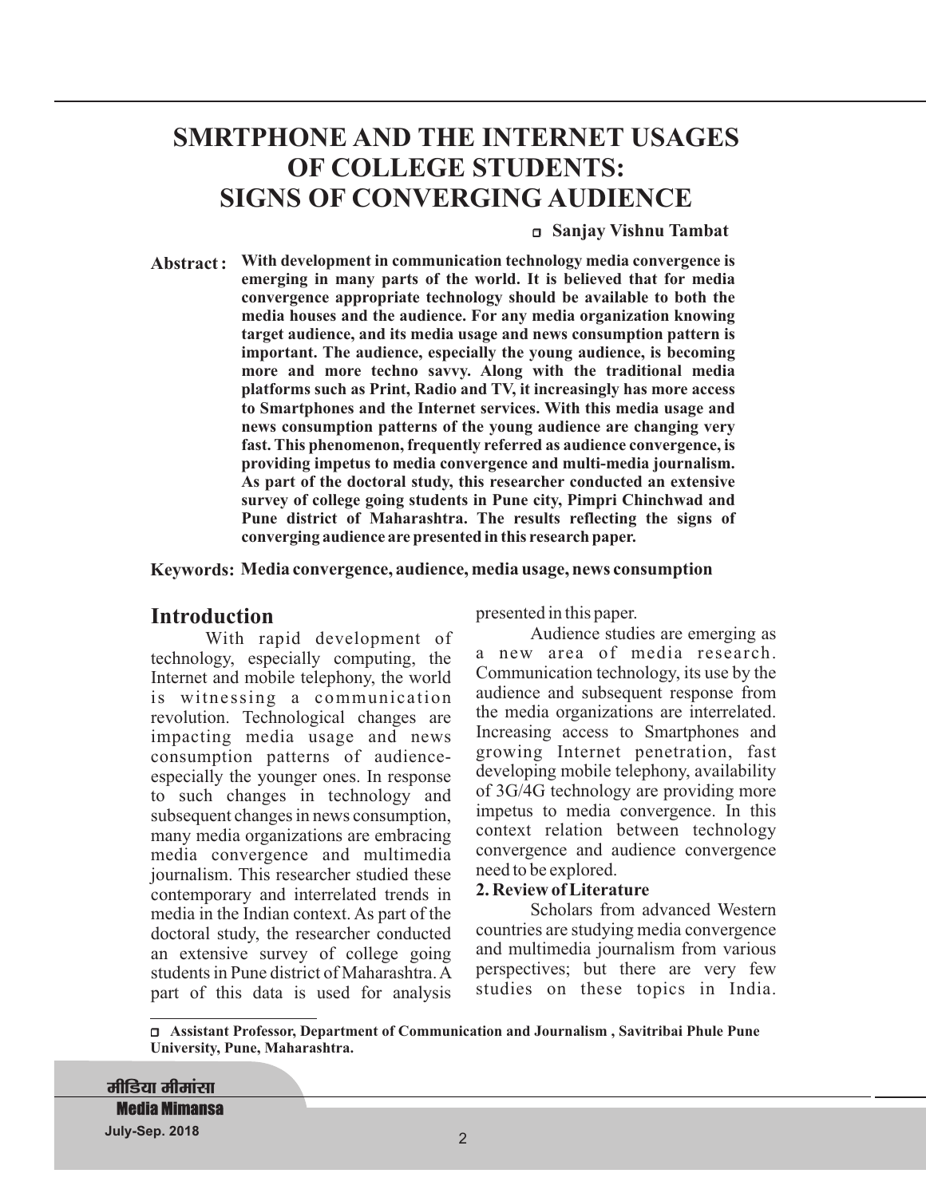# SMRTPHONE AND THE INTERNET USAGES OF COLLEGE STUDENTS: SIGNS OF CONVERGING AUDIENCE

**Sanjay Vishnu Tambat**

**Abstract :** **With development in communication technology media convergence is emerging in many parts of the world. It is believed that for media convergence appropriate technology should be available to both the media houses and the audience. For any media organization knowing target audience, and its media usage and news consumption pattern is important. The audience, especially the young audience, is becoming more and more techno savvy. Along with the traditional media platforms such as Print, Radio and TV, it increasingly has more access to Smartphones and the Internet services. With this media usage and news consumption patterns of the young audience are changing very fast. This phenomenon, frequently referred as audience convergence, is providing impetus to media convergence and multi-media journalism. As part of the doctoral study, this researcher conducted an extensive survey of college going students in Pune city, Pimpri Chinchwad and Pune district of Maharashtra. The results reflecting the signs of converging audience are presented in this research paper.**

**Keywords: Media convergence, audience, media usage, news consumption**

## Introduction

With rapid development of technology, especially computing, the Internet and mobile telephony, the world is witnessing a communication revolution. Technological changes are impacting media usage and news consumption patterns of audience-especially the younger ones. In response to such changes in technology and subsequent changes in news consumption, many media organizations are embracing media convergence and multimedia journalism. This researcher studied these contemporary and interrelated trends in media in the Indian context. As part of the doctoral study, the researcher conducted an extensive survey of college going students in Pune district of Maharashtra. A part of this data is used for analysis presented in this paper.

Audience studies are emerging as a new area of media research. Communication technology, its use by the audience and subsequent response from the media organizations are interrelated. Increasing access to Smartphones and growing Internet penetration, fast developing mobile telephony, availability of 3G/4G technology are providing more impetus to media convergence. In this context relation between technology convergence and audience convergence need to be explored.

### 2. Review of Literature

Scholars from advanced Western countries are studying media convergence and multimedia journalism from various perspectives; but there are very few studies on these topics in India.

---

**Assistant Professor, Department of Communication and Journalism , Savitribai Phule Pune University, Pune, Maharashtra.**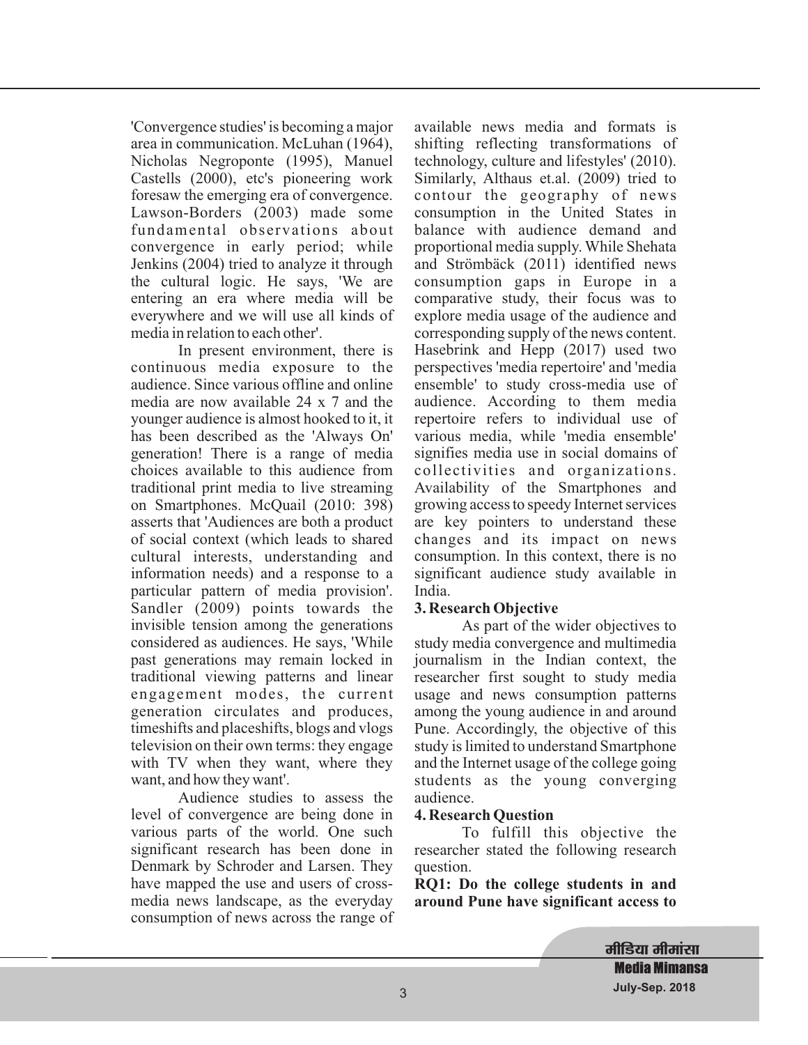'Convergence studies' is becoming a major area in communication. McLuhan (1964), Nicholas Negroponte (1995), Manuel Castells (2000), etc's pioneering work foresaw the emerging era of convergence. Lawson-Borders (2003) made some fundamental observations about convergence in early period; while Jenkins (2004) tried to analyze it through the cultural logic. He says, 'We are entering an era where media will be everywhere and we will use all kinds of media in relation to each other'.

In present environment, there is continuous media exposure to the audience. Since various offline and online media are now available 24 x 7 and the younger audience is almost hooked to it, it has been described as the 'Always On' generation! There is a range of media choices available to this audience from traditional print media to live streaming on Smartphones. McQuail (2010: 398) asserts that 'Audiences are both a product of social context (which leads to shared cultural interests, understanding and information needs) and a response to a particular pattern of media provision'. Sandler (2009) points towards the invisible tension among the generations considered as audiences. He says, 'While past generations may remain locked in traditional viewing patterns and linear engagement modes, the current generation circulates and produces, timeshifts and placeshifts, blogs and vlogs television on their own terms: they engage with TV when they want, where they want, and how they want'.

Audience studies to assess the level of convergence are being done in various parts of the world. One such significant research has been done in Denmark by Schroder and Larsen. They have mapped the use and users of cross-media news landscape, as the everyday consumption of news across the range of available news media and formats is shifting reflecting transformations of technology, culture and lifestyles' (2010). Similarly, Althaus et.al. (2009) tried to contour the geography of news consumption in the United States in balance with audience demand and proportional media supply. While Shehata and Strömbäck (2011) identified news consumption gaps in Europe in a comparative study, their focus was to explore media usage of the audience and corresponding supply of the news content. Hasebrink and Hepp (2017) used two perspectives 'media repertoire' and 'media ensemble' to study cross-media use of audience. According to them media repertoire refers to individual use of various media, while 'media ensemble' signifies media use in social domains of collectivities and organizations. Availability of the Smartphones and growing access to speedy Internet services are key pointers to understand these changes and its impact on news consumption. In this context, there is no significant audience study available in India.

## 3. Research Objective

As part of the wider objectives to study media convergence and multimedia journalism in the Indian context, the researcher first sought to study media usage and news consumption patterns among the young audience in and around Pune. Accordingly, the objective of this study is limited to understand Smartphone and the Internet usage of the college going students as the young converging audience.

## 4. Research Question

To fulfill this objective the researcher stated the following research question.

**RQ1: Do the college students in and around Pune have significant access to**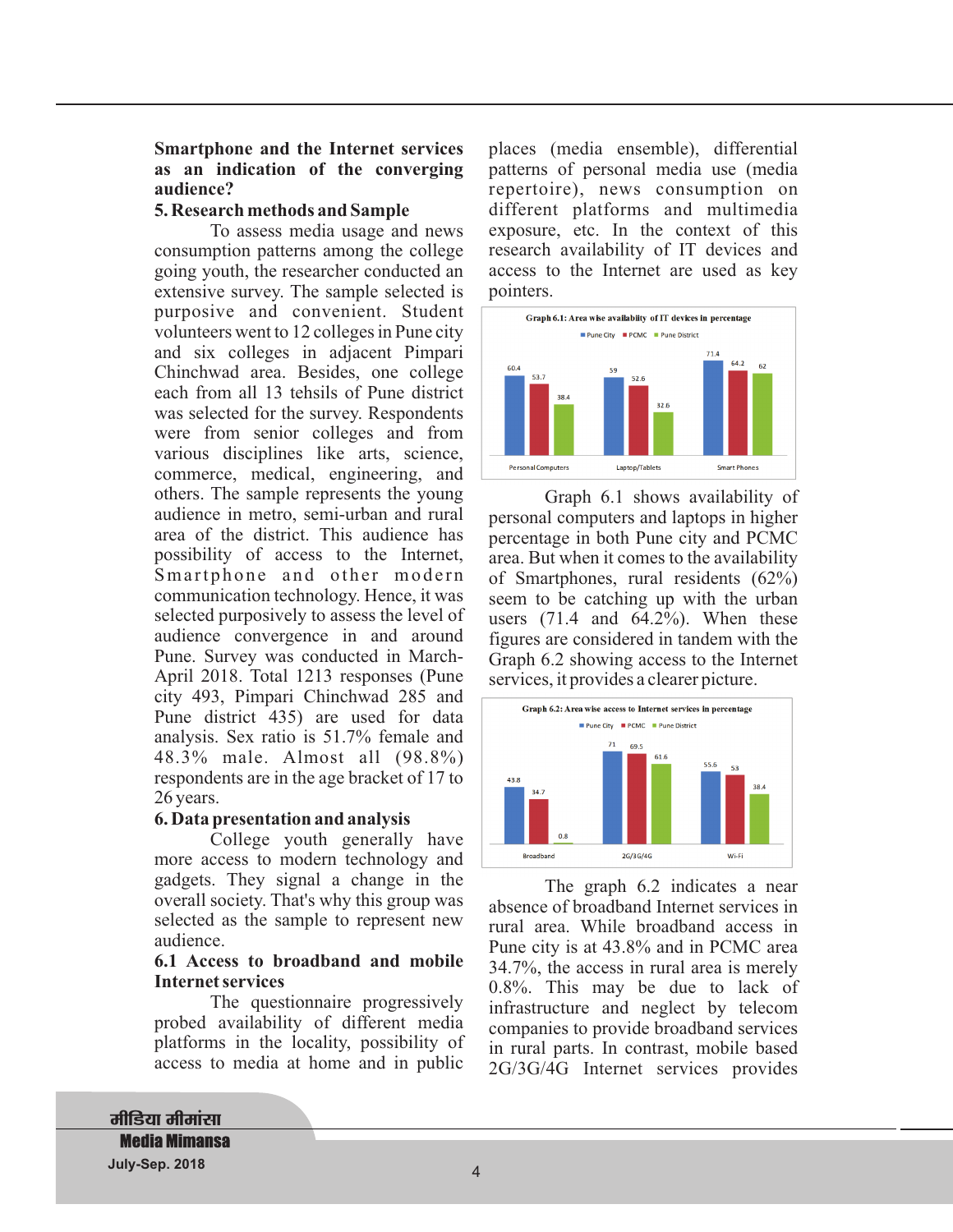**Smartphone and the Internet services as an indication of the converging audience?**

## 5. Research methods and Sample

To assess media usage and news consumption patterns among the college going youth, the researcher conducted an extensive survey. The sample selected is purposive and convenient. Student volunteers went to 12 colleges in Pune city and six colleges in adjacent Pimpari Chinchwad area. Besides, one college each from all 13 tehsils of Pune district was selected for the survey. Respondents were from senior colleges and from various disciplines like arts, science, commerce, medical, engineering, and others. The sample represents the young audience in metro, semi-urban and rural area of the district. This audience has possibility of access to the Internet, Smartphone and other modern communication technology. Hence, it was selected purposively to assess the level of audience convergence in and around Pune. Survey was conducted in March-April 2018. Total 1213 responses (Pune city 493, Pimpari Chinchwad 285 and Pune district 435) are used for data analysis. Sex ratio is 51.7% female and 48.3% male. Almost all (98.8%) respondents are in the age bracket of 17 to 26 years.

## 6. Data presentation and analysis

College youth generally have more access to modern technology and gadgets. They signal a change in the overall society. That's why this group was selected as the sample to represent new audience.

### 6.1 Access to broadband and mobile Internet services

The questionnaire progressively probed availability of different media platforms in the locality, possibility of access to media at home and in public places (media ensemble), differential patterns of personal media use (media repertoire), news consumption on different platforms and multimedia exposure, etc. In the context of this research availability of IT devices and access to the Internet are used as key pointers.

**Graph 6.1: Area wise availability of IT devices in percentage**

| | Pune City | PCMC | Pune District |
|---|---|---|---|
| Personal Computers | 60.4 | 53.7 | 38.4 |
| Laptop/Tablets | 59 | 52.6 | 32.6 |
| Smart Phones | 71.4 | 64.2 | 62 |

Graph 6.1 shows availability of personal computers and laptops in higher percentage in both Pune city and PCMC area. But when it comes to the availability of Smartphones, rural residents (62%) seem to be catching up with the urban users (71.4 and 64.2%). When these figures are considered in tandem with the Graph 6.2 showing access to the Internet services, it provides a clearer picture.

**Graph 6.2: Area wise access to Internet services in percentage**

| | Pune City | PCMC | Pune District |
|---|---|---|---|
| Broadband | 43.8 | 34.7 | 0.8 |
| 2G/3G/4G | 71 | 69.5 | 61.6 |
| Wi-Fi | 55.6 | 53 | 38.4 |

The graph 6.2 indicates a near absence of broadband Internet services in rural area. While broadband access in Pune city is at 43.8% and in PCMC area 34.7%, the access in rural area is merely 0.8%. This may be due to lack of infrastructure and neglect by telecom companies to provide broadband services in rural parts. In contrast, mobile based 2G/3G/4G Internet services provides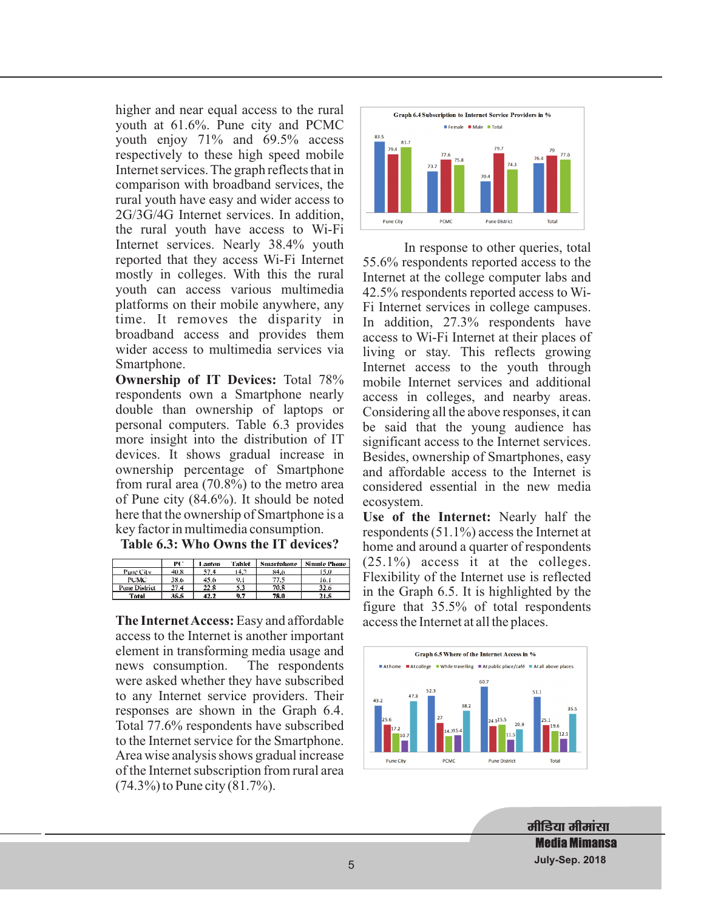higher and near equal access to the rural youth at 61.6%. Pune city and PCMC youth enjoy 71% and 69.5% access respectively to these high speed mobile Internet services. The graph reflects that in comparison with broadband services, the rural youth have easy and wider access to 2G/3G/4G Internet services. In addition, the rural youth have access to Wi-Fi Internet services. Nearly 38.4% youth reported that they access Wi-Fi Internet mostly in colleges. With this the rural youth can access various multimedia platforms on their mobile anywhere, any time. It removes the disparity in broadband access and provides them wider access to multimedia services via Smartphone.

**Ownership of IT Devices:** Total 78% respondents own a Smartphone nearly double than ownership of laptops or personal computers. Table 6.3 provides more insight into the distribution of IT devices. It shows gradual increase in ownership percentage of Smartphone from rural area (70.8%) to the metro area of Pune city (84.6%). It should be noted here that the ownership of Smartphone is a key factor in multimedia consumption.

**Table 6.3: Who Owns the IT devices?**

| | PC | Laptop | Tablet | Smartphone | Simple Phone |
|---|---|---|---|---|---|
| Pune City | 40.8 | 57.4 | 14.2 | 84.6 | 15.0 |
| PCMC | 38.6 | 45.6 | 9.1 | 77.5 | 16.1 |
| Pune District | 27.4 | 22.8 | 5.3 | 70.8 | 32.6 |
| **Total** | **35.5** | **42.2** | **9.7** | **78.0** | **21.5** |

**The Internet Access:** Easy and affordable access to the Internet is another important element in transforming media usage and news consumption. The respondents were asked whether they have subscribed to any Internet service providers. Their responses are shown in the Graph 6.4. Total 77.6% respondents have subscribed to the Internet service for the Smartphone. Area wise analysis shows gradual increase of the Internet subscription from rural area (74.3%) to Pune city (81.7%).

**Graph 6.4 Subscription to Internet Service Providers in %**

| | Female | Male | Total |
|---|---|---|---|
| Pune City | 83.5 | 79.4 | 81.7 |
| PCMC | 73.7 | 77.6 | 75.8 |
| Pune District | 70.4 | 79.7 | 74.3 |
| Total | 76.4 | 79 | 77.6 |

In response to other queries, total 55.6% respondents reported access to the Internet at the college computer labs and 42.5% respondents reported access to Wi-Fi Internet services in college campuses. In addition, 27.3% respondents have access to Wi-Fi Internet at their places of living or stay. This reflects growing Internet access to the youth through mobile Internet services and additional access in colleges, and nearby areas. Considering all the above responses, it can be said that the young audience has significant access to the Internet services. Besides, ownership of Smartphones, easy and affordable access to the Internet is considered essential in the new media ecosystem.

**Use of the Internet:** Nearly half the respondents (51.1%) access the Internet at home and around a quarter of respondents (25.1%) access it at the colleges. Flexibility of the Internet use is reflected in the Graph 6.5. It is highlighted by the figure that 35.5% of total respondents access the Internet at all the places.

**Graph 6.5 Where of the Internet Access in %**

| | At home | At college | While travelling | At public place/café | At all above places |
|---|---|---|---|---|---|
| Pune City | 43.2 | 25.6 | 17.2 | 10.7 | 47.3 |
| PCMC | 52.3 | 27 | 14.7 | 15.4 | 38.2 |
| Pune District | 60.7 | 24.1 | 25.5 | 11.5 | 20.9 |
| Total | 51.1 | 25.1 | 19.6 | 12.1 | 35.5 |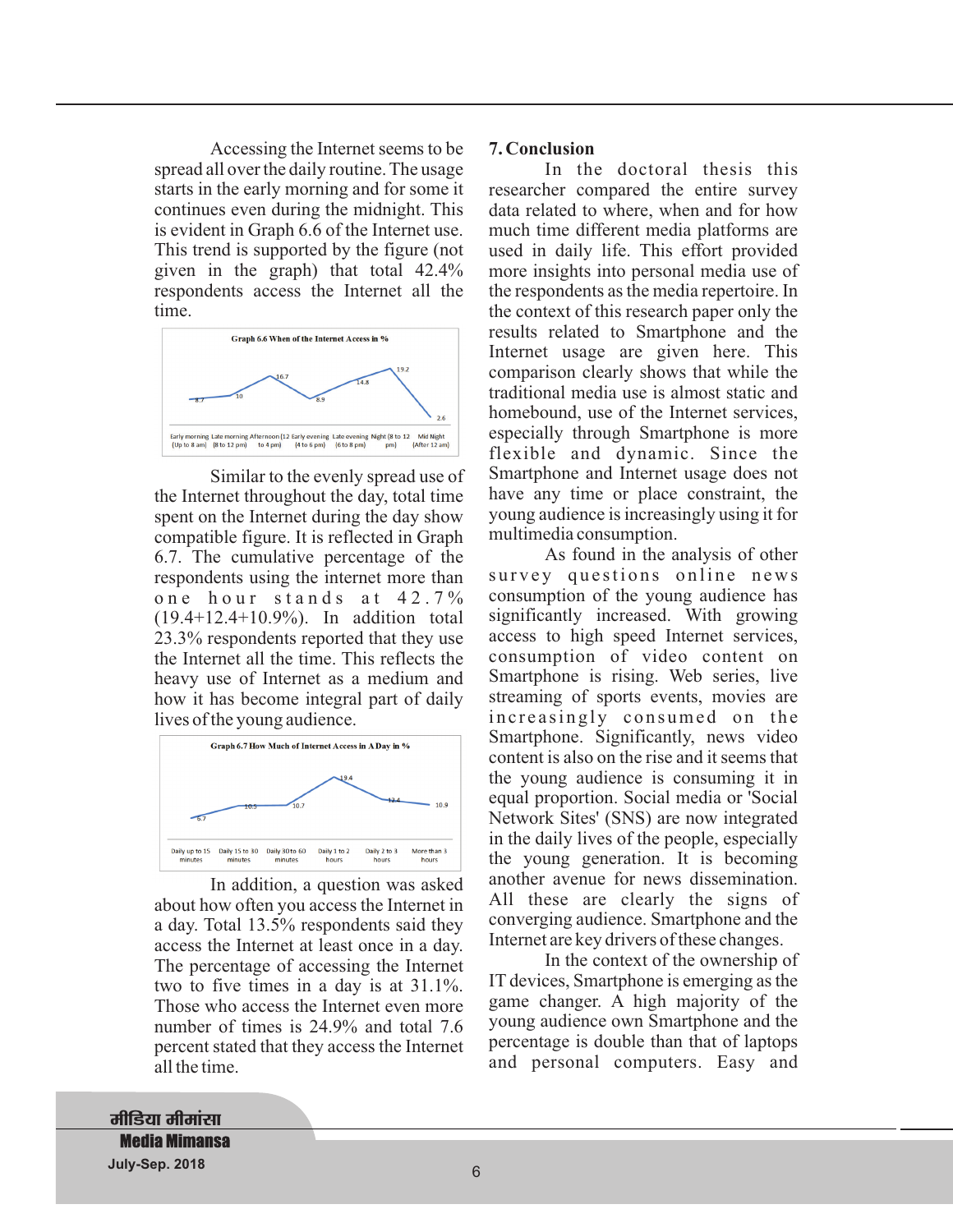Accessing the Internet seems to be spread all over the daily routine. The usage starts in the early morning and for some it continues even during the midnight. This is evident in Graph 6.6 of the Internet use. This trend is supported by the figure (not given in the graph) that total 42.4% respondents access the Internet all the time.

**Graph 6.6 When of the Internet Access in %**

| Early morning (Up to 8 am) | Late morning (8 to 12 pm) | Afternoon (12 to 4 pm) | Early evening (4 to 6 pm) | Late evening (6 to 8 pm) | Night (8 to 12 pm) | Mid Night (After 12 am) |
|---|---|---|---|---|---|---|
| 8.7 | 10 | 16.7 | 8.9 | 14.8 | 19.2 | 2.6 |

Similar to the evenly spread use of the Internet throughout the day, total time spent on the Internet during the day show compatible figure. It is reflected in Graph 6.7. The cumulative percentage of the respondents using the internet more than one hour stands at 42.7% (19.4+12.4+10.9%). In addition total 23.3% respondents reported that they use the Internet all the time. This reflects the heavy use of Internet as a medium and how it has become integral part of daily lives of the young audience.

**Graph 6.7 How Much of Internet Access in A Day in %**

| Daily up to 15 minutes | Daily 15 to 30 minutes | Daily 30 to 60 minutes | Daily 1 to 2 hours | Daily 2 to 3 hours | More than 3 hours |
|---|---|---|---|---|---|
| 6.7 | 10.5 | 10.7 | 19.4 | 12.4 | 10.9 |

In addition, a question was asked about how often you access the Internet in a day. Total 13.5% respondents said they access the Internet at least once in a day. The percentage of accessing the Internet two to five times in a day is at 31.1%. Those who access the Internet even more number of times is 24.9% and total 7.6 percent stated that they access the Internet all the time.

## 7. Conclusion

In the doctoral thesis this researcher compared the entire survey data related to where, when and for how much time different media platforms are used in daily life. This effort provided more insights into personal media use of the respondents as the media repertoire. In the context of this research paper only the results related to Smartphone and the Internet usage are given here. This comparison clearly shows that while the traditional media use is almost static and homebound, use of the Internet services, especially through Smartphone is more flexible and dynamic. Since the Smartphone and Internet usage does not have any time or place constraint, the young audience is increasingly using it for multimedia consumption.

As found in the analysis of other survey questions online news consumption of the young audience has significantly increased. With growing access to high speed Internet services, consumption of video content on Smartphone is rising. Web series, live streaming of sports events, movies are increasingly consumed on the Smartphone. Significantly, news video content is also on the rise and it seems that the young audience is consuming it in equal proportion. Social media or 'Social Network Sites' (SNS) are now integrated in the daily lives of the people, especially the young generation. It is becoming another avenue for news dissemination. All these are clearly the signs of converging audience. Smartphone and the Internet are key drivers of these changes.

In the context of the ownership of IT devices, Smartphone is emerging as the game changer. A high majority of the young audience own Smartphone and the percentage is double than that of laptops and personal computers. Easy and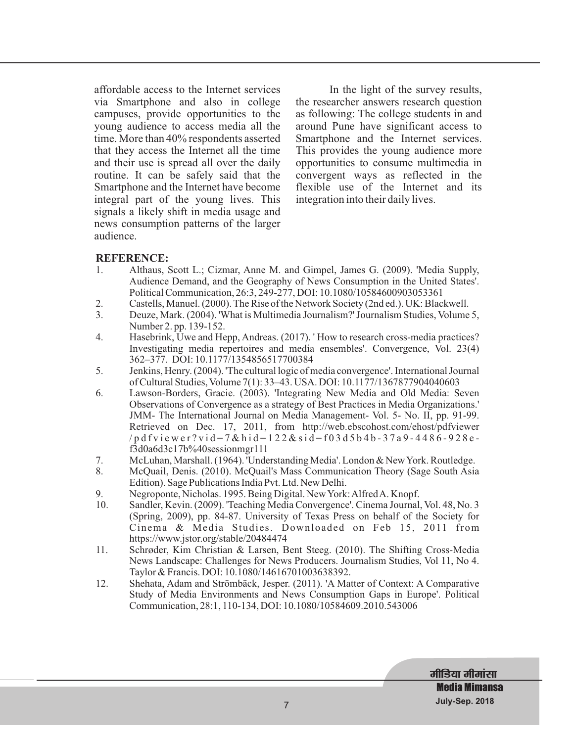affordable access to the Internet services via Smartphone and also in college campuses, provide opportunities to the young audience to access media all the time. More than 40% respondents asserted that they access the Internet all the time and their use is spread all over the daily routine. It can be safely said that the Smartphone and the Internet have become integral part of the young lives. This signals a likely shift in media usage and news consumption patterns of the larger audience.

In the light of the survey results, the researcher answers research question as following: The college students in and around Pune have significant access to Smartphone and the Internet services. This provides the young audience more opportunities to consume multimedia in convergent ways as reflected in the flexible use of the Internet and its integration into their daily lives.

**REFERENCE:**

1. Althaus, Scott L.; Cizmar, Anne M. and Gimpel, James G. (2009). 'Media Supply, Audience Demand, and the Geography of News Consumption in the United States'. Political Communication, 26:3, 249-277, DOI: 10.1080/10584600903053361
2. Castells, Manuel. (2000). The Rise of the Network Society (2nd ed.). UK: Blackwell.
3. Deuze, Mark. (2004). 'What is Multimedia Journalism?' Journalism Studies, Volume 5, Number 2. pp. 139-152.
4. Hasebrink, Uwe and Hepp, Andreas. (2017). ' How to research cross-media practices? Investigating media repertoires and media ensembles'. Convergence, Vol. 23(4) 362–377. DOI: 10.1177/1354856517700384
5. Jenkins, Henry. (2004). 'The cultural logic of media convergence'. International Journal of Cultural Studies, Volume 7(1): 33–43. USA. DOI: 10.1177/1367877904040603
6. Lawson-Borders, Gracie. (2003). 'Integrating New Media and Old Media: Seven Observations of Convergence as a strategy of Best Practices in Media Organizations.' JMM- The International Journal on Media Management- Vol. 5- No. II, pp. 91-99. Retrieved on Dec. 17, 2011, from http://web.ebscohost.com/ehost/pdfviewer/pdfviewer?vid=7&hid=122&sid=f03d5b4b-37a9-4486-928e-f3d0a6d3c17b%40sessionmgr111
7. McLuhan, Marshall. (1964). 'Understanding Media'. London & New York. Routledge.
8. McQuail, Denis. (2010). McQuail's Mass Communication Theory (Sage South Asia Edition). Sage Publications India Pvt. Ltd. New Delhi.
9. Negroponte, Nicholas. 1995. Being Digital. New York: Alfred A. Knopf.
10. Sandler, Kevin. (2009). 'Teaching Media Convergence'. Cinema Journal, Vol. 48, No. 3 (Spring, 2009), pp. 84-87. University of Texas Press on behalf of the Society for Cinema & Media Studies. Downloaded on Feb 15, 2011 from https://www.jstor.org/stable/20484474
11. Schrøder, Kim Christian & Larsen, Bent Steeg. (2010). The Shifting Cross-Media News Landscape: Challenges for News Producers. Journalism Studies, Vol 11, No 4. Taylor & Francis. DOI: 10.1080/14616701003638392.
12. Shehata, Adam and Strömbäck, Jesper. (2011). 'A Matter of Context: A Comparative Study of Media Environments and News Consumption Gaps in Europe'. Political Communication, 28:1, 110-134, DOI: 10.1080/10584609.2010.543006